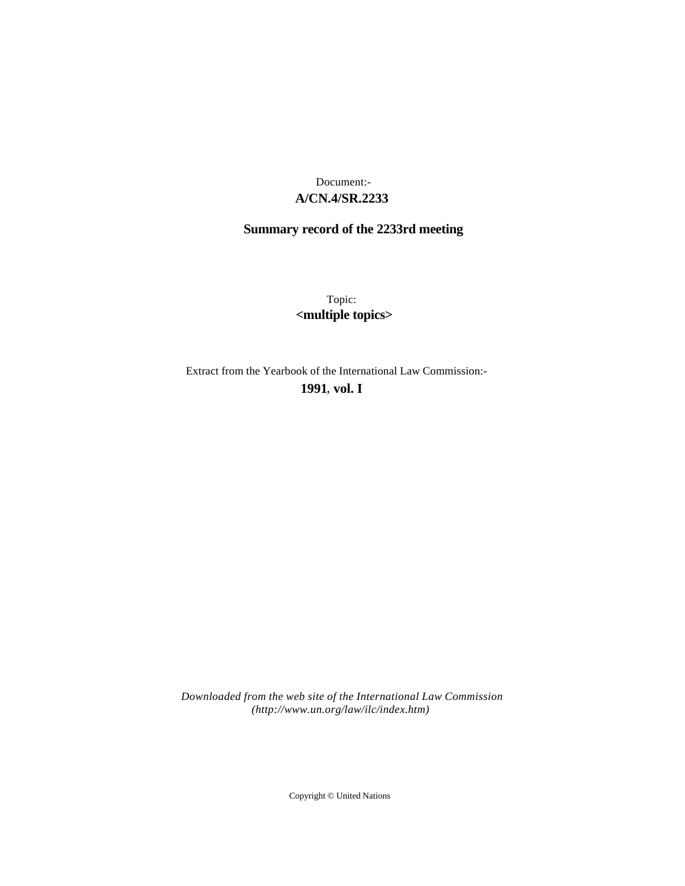Document:-
**A/CN.4/SR.2233**

**Summary record of the 2233rd meeting**

Topic:
**<multiple topics>**

Extract from the Yearbook of the International Law Commission:-
**1991**, **vol. I**

*Downloaded from the web site of the International Law Commission (http://www.un.org/law/ilc/index.htm)*

Copyright © United Nations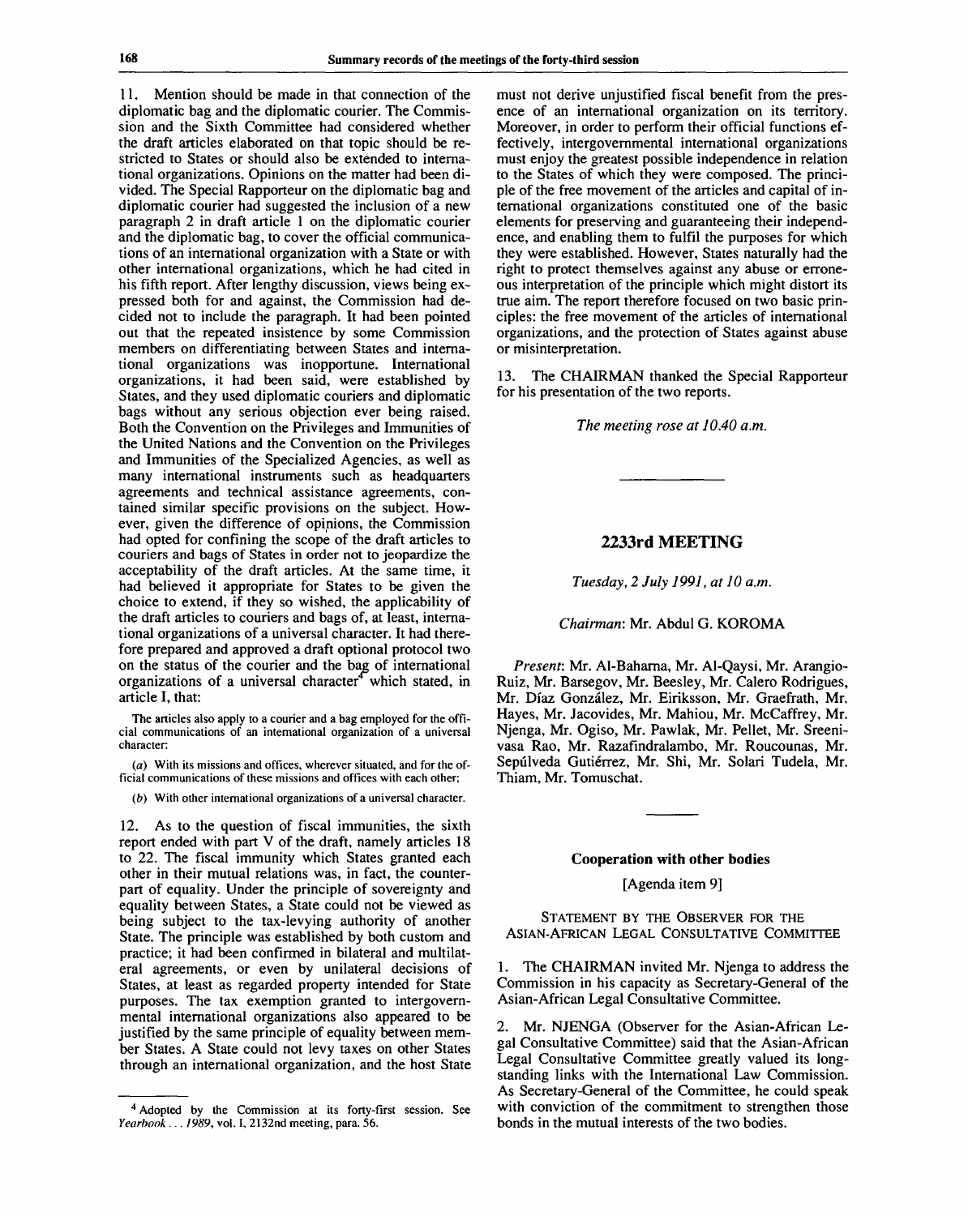11. Mention should be made in that connection of the diplomatic bag and the diplomatic courier. The Commission and the Sixth Committee had considered whether the draft articles elaborated on that topic should be restricted to States or should also be extended to international organizations. Opinions on the matter had been divided. The Special Rapporteur on the diplomatic bag and diplomatic courier had suggested the inclusion of a new paragraph 2 in draft article 1 on the diplomatic courier and the diplomatic bag, to cover the official communications of an international organization with a State or with other international organizations, which he had cited in his fifth report. After lengthy discussion, views being expressed both for and against, the Commission had decided not to include the paragraph. It had been pointed out that the repeated insistence by some Commission members on differentiating between States and international organizations was inopportune. International organizations, it had been said, were established by States, and they used diplomatic couriers and diplomatic bags without any serious objection ever being raised. Both the Convention on the Privileges and Immunities of the United Nations and the Convention on the Privileges and Immunities of the Specialized Agencies, as well as many international instruments such as headquarters agreements and technical assistance agreements, contained similar specific provisions on the subject. However, given the difference of opinions, the Commission had opted for confining the scope of the draft articles to couriers and bags of States in order not to jeopardize the acceptability of the draft articles. At the same time, it had believed it appropriate for States to be given the choice to extend, if they so wished, the applicability of the draft articles to couriers and bags of, at least, international organizations of a universal character. It had therefore prepared and approved a draft optional protocol two on the status of the courier and the bag of international organizations of a universal character[4] which stated, in article I, that:

> The articles also apply to a courier and a bag employed for the official communications of an international organization of a universal character:
>
> (*a*) With its missions and offices, wherever situated, and for the official communications of these missions and offices with each other;
>
> (*b*) With other international organizations of a universal character.

12. As to the question of fiscal immunities, the sixth report ended with part V of the draft, namely articles 18 to 22. The fiscal immunity which States granted each other in their mutual relations was, in fact, the counterpart of equality. Under the principle of sovereignty and equality between States, a State could not be viewed as being subject to the tax-levying authority of another State. The principle was established by both custom and practice; it had been confirmed in bilateral and multilateral agreements, or even by unilateral decisions of States, at least as regarded property intended for State purposes. The tax exemption granted to intergovernmental international organizations also appeared to be justified by the same principle of equality between member States. A State could not levy taxes on other States through an international organization, and the host State must not derive unjustified fiscal benefit from the presence of an international organization on its territory. Moreover, in order to perform their official functions effectively, intergovernmental international organizations must enjoy the greatest possible independence in relation to the States of which they were composed. The principle of the free movement of the articles and capital of international organizations constituted one of the basic elements for preserving and guaranteeing their independence, and enabling them to fulfil the purposes for which they were established. However, States naturally had the right to protect themselves against any abuse or erroneous interpretation of the principle which might distort its true aim. The report therefore focused on two basic principles: the free movement of the articles of international organizations, and the protection of States against abuse or misinterpretation.

13. The CHAIRMAN thanked the Special Rapporteur for his presentation of the two reports.

*The meeting rose at 10.40 a.m.*

---

## 2233rd MEETING

*Tuesday, 2 July 1991, at 10 a.m.*

*Chairman*: Mr. Abdul G. KOROMA

*Present*: Mr. Al-Baharna, Mr. Al-Qaysi, Mr. Arangio-Ruiz, Mr. Barsegov, Mr. Beesley, Mr. Calero Rodrigues, Mr. Díaz González, Mr. Eiriksson, Mr. Graefrath, Mr. Hayes, Mr. Jacovides, Mr. Mahiou, Mr. McCaffrey, Mr. Njenga, Mr. Ogiso, Mr. Pawlak, Mr. Pellet, Mr. Sreenivasa Rao, Mr. Razafindralambo, Mr. Roucounas, Mr. Sepúlveda Gutiérrez, Mr. Shi, Mr. Solari Tudela, Mr. Thiam, Mr. Tomuschat.

---

### Cooperation with other bodies

[Agenda item 9]

STATEMENT BY THE OBSERVER FOR THE ASIAN-AFRICAN LEGAL CONSULTATIVE COMMITTEE

1. The CHAIRMAN invited Mr. Njenga to address the Commission in his capacity as Secretary-General of the Asian-African Legal Consultative Committee.

2. Mr. NJENGA (Observer for the Asian-African Legal Consultative Committee) said that the Asian-African Legal Consultative Committee greatly valued its long-standing links with the International Law Commission. As Secretary-General of the Committee, he could speak with conviction of the commitment to strengthen those bonds in the mutual interests of the two bodies.

---

[4] Adopted by the Commission at its forty-first session. See *Yearbook . . . 1989*, vol. I, 2132nd meeting, para. 56.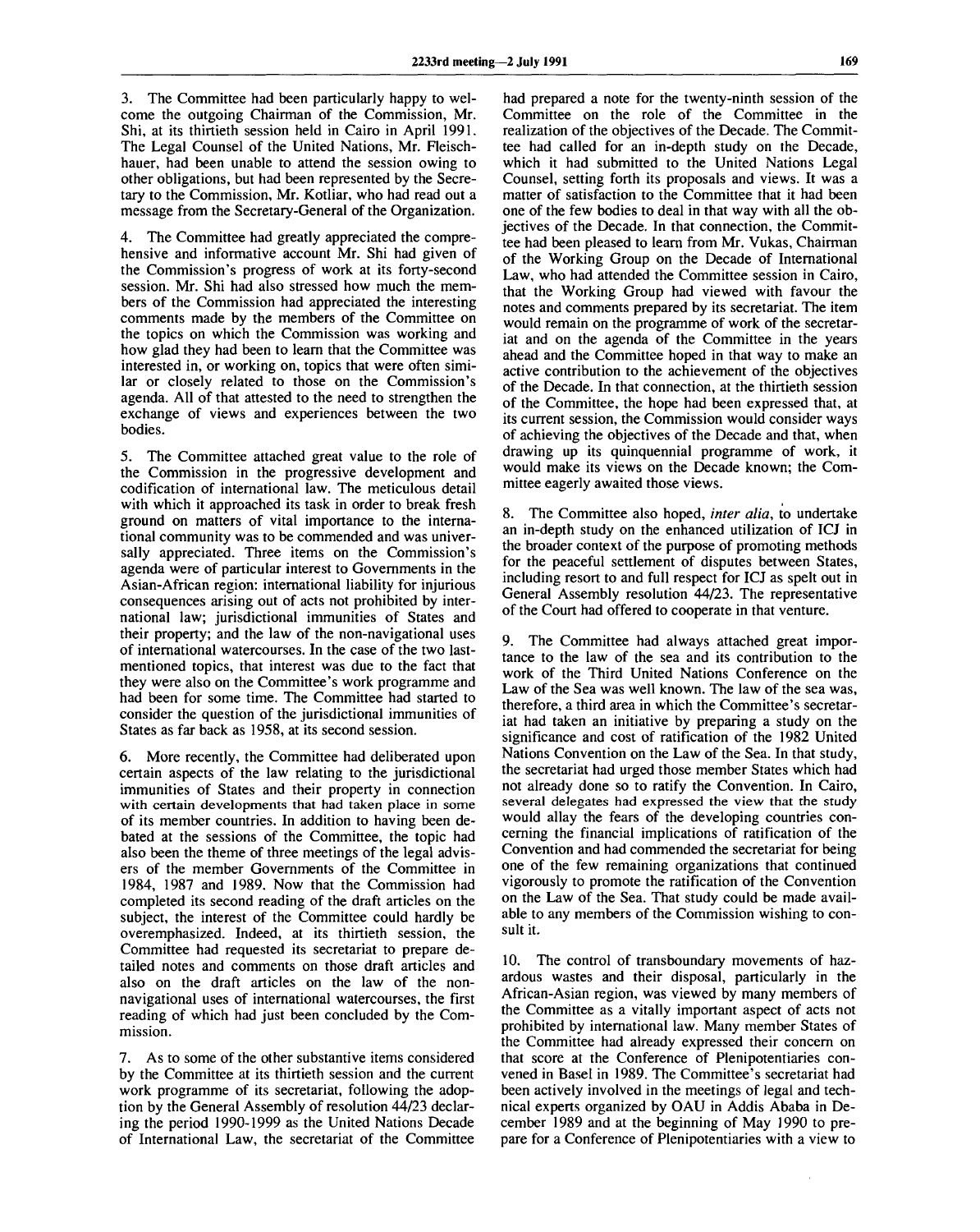3. The Committee had been particularly happy to welcome the outgoing Chairman of the Commission, Mr. Shi, at its thirtieth session held in Cairo in April 1991. The Legal Counsel of the United Nations, Mr. Fleischhauer, had been unable to attend the session owing to other obligations, but had been represented by the Secretary to the Commission, Mr. Kotliar, who had read out a message from the Secretary-General of the Organization.

4. The Committee had greatly appreciated the comprehensive and informative account Mr. Shi had given of the Commission's progress of work at its forty-second session. Mr. Shi had also stressed how much the members of the Commission had appreciated the interesting comments made by the members of the Committee on the topics on which the Commission was working and how glad they had been to learn that the Committee was interested in, or working on, topics that were often similar or closely related to those on the Commission's agenda. All of that attested to the need to strengthen the exchange of views and experiences between the two bodies.

5. The Committee attached great value to the role of the Commission in the progressive development and codification of international law. The meticulous detail with which it approached its task in order to break fresh ground on matters of vital importance to the international community was to be commended and was universally appreciated. Three items on the Commission's agenda were of particular interest to Governments in the Asian-African region: international liability for injurious consequences arising out of acts not prohibited by international law; jurisdictional immunities of States and their property; and the law of the non-navigational uses of international watercourses. In the case of the two last-mentioned topics, that interest was due to the fact that they were also on the Committee's work programme and had been for some time. The Committee had started to consider the question of the jurisdictional immunities of States as far back as 1958, at its second session.

6. More recently, the Committee had deliberated upon certain aspects of the law relating to the jurisdictional immunities of States and their property in connection with certain developments that had taken place in some of its member countries. In addition to having been debated at the sessions of the Committee, the topic had also been the theme of three meetings of the legal advisers of the member Governments of the Committee in 1984, 1987 and 1989. Now that the Commission had completed its second reading of the draft articles on the subject, the interest of the Committee could hardly be overemphasized. Indeed, at its thirtieth session, the Committee had requested its secretariat to prepare detailed notes and comments on those draft articles and also on the draft articles on the law of the non-navigational uses of international watercourses, the first reading of which had just been concluded by the Commission.

7. As to some of the other substantive items considered by the Committee at its thirtieth session and the current work programme of its secretariat, following the adoption by the General Assembly of resolution 44/23 declaring the period 1990-1999 as the United Nations Decade of International Law, the secretariat of the Committee had prepared a note for the twenty-ninth session of the Committee on the role of the Committee in the realization of the objectives of the Decade. The Committee had called for an in-depth study on the Decade, which it had submitted to the United Nations Legal Counsel, setting forth its proposals and views. It was a matter of satisfaction to the Committee that it had been one of the few bodies to deal in that way with all the objectives of the Decade. In that connection, the Committee had been pleased to learn from Mr. Vukas, Chairman of the Working Group on the Decade of International Law, who had attended the Committee session in Cairo, that the Working Group had viewed with favour the notes and comments prepared by its secretariat. The item would remain on the programme of work of the secretariat and on the agenda of the Committee in the years ahead and the Committee hoped in that way to make an active contribution to the achievement of the objectives of the Decade. In that connection, at the thirtieth session of the Committee, the hope had been expressed that, at its current session, the Commission would consider ways of achieving the objectives of the Decade and that, when drawing up its quinquennial programme of work, it would make its views on the Decade known; the Committee eagerly awaited those views.

8. The Committee also hoped, *inter alia*, to undertake an in-depth study on the enhanced utilization of ICJ in the broader context of the purpose of promoting methods for the peaceful settlement of disputes between States, including resort to and full respect for ICJ as spelt out in General Assembly resolution 44/23. The representative of the Court had offered to cooperate in that venture.

9. The Committee had always attached great importance to the law of the sea and its contribution to the work of the Third United Nations Conference on the Law of the Sea was well known. The law of the sea was, therefore, a third area in which the Committee's secretariat had taken an initiative by preparing a study on the significance and cost of ratification of the 1982 United Nations Convention on the Law of the Sea. In that study, the secretariat had urged those member States which had not already done so to ratify the Convention. In Cairo, several delegates had expressed the view that the study would allay the fears of the developing countries concerning the financial implications of ratification of the Convention and had commended the secretariat for being one of the few remaining organizations that continued vigorously to promote the ratification of the Convention on the Law of the Sea. That study could be made available to any members of the Commission wishing to consult it.

10. The control of transboundary movements of hazardous wastes and their disposal, particularly in the African-Asian region, was viewed by many members of the Committee as a vitally important aspect of acts not prohibited by international law. Many member States of the Committee had already expressed their concern on that score at the Conference of Plenipotentiaries convened in Basel in 1989. The Committee's secretariat had been actively involved in the meetings of legal and technical experts organized by OAU in Addis Ababa in December 1989 and at the beginning of May 1990 to prepare for a Conference of Plenipotentiaries with a view to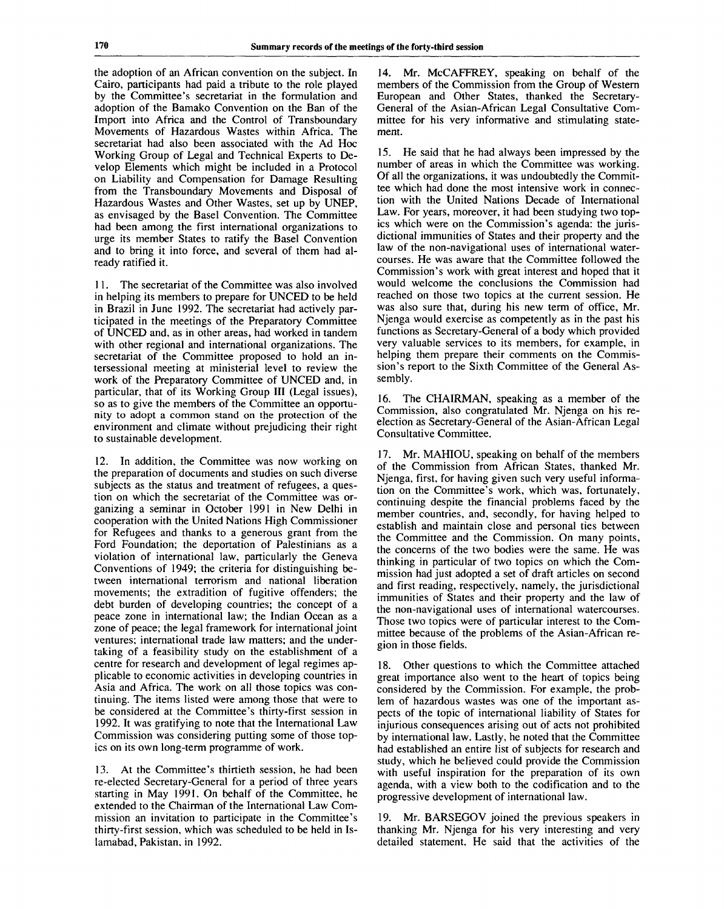the adoption of an African convention on the subject. In Cairo, participants had paid a tribute to the role played by the Committee's secretariat in the formulation and adoption of the Bamako Convention on the Ban of the Import into Africa and the Control of Transboundary Movements of Hazardous Wastes within Africa. The secretariat had also been associated with the Ad Hoc Working Group of Legal and Technical Experts to Develop Elements which might be included in a Protocol on Liability and Compensation for Damage Resulting from the Transboundary Movements and Disposal of Hazardous Wastes and Other Wastes, set up by UNEP, as envisaged by the Basel Convention. The Committee had been among the first international organizations to urge its member States to ratify the Basel Convention and to bring it into force, and several of them had already ratified it.

11. The secretariat of the Committee was also involved in helping its members to prepare for UNCED to be held in Brazil in June 1992. The secretariat had actively participated in the meetings of the Preparatory Committee of UNCED and, as in other areas, had worked in tandem with other regional and international organizations. The secretariat of the Committee proposed to hold an intersessional meeting at ministerial level to review the work of the Preparatory Committee of UNCED and, in particular, that of its Working Group III (Legal issues), so as to give the members of the Committee an opportunity to adopt a common stand on the protection of the environment and climate without prejudicing their right to sustainable development.

12. In addition, the Committee was now working on the preparation of documents and studies on such diverse subjects as the status and treatment of refugees, a question on which the secretariat of the Committee was organizing a seminar in October 1991 in New Delhi in cooperation with the United Nations High Commissioner for Refugees and thanks to a generous grant from the Ford Foundation; the deportation of Palestinians as a violation of international law, particularly the Geneva Conventions of 1949; the criteria for distinguishing between international terrorism and national liberation movements; the extradition of fugitive offenders; the debt burden of developing countries; the concept of a peace zone in international law; the Indian Ocean as a zone of peace; the legal framework for international joint ventures; international trade law matters; and the undertaking of a feasibility study on the establishment of a centre for research and development of legal regimes applicable to economic activities in developing countries in Asia and Africa. The work on all those topics was continuing. The items listed were among those that were to be considered at the Committee's thirty-first session in 1992. It was gratifying to note that the International Law Commission was considering putting some of those topics on its own long-term programme of work.

13. At the Committee's thirtieth session, he had been re-elected Secretary-General for a period of three years starting in May 1991. On behalf of the Committee, he extended to the Chairman of the International Law Commission an invitation to participate in the Committee's thirty-first session, which was scheduled to be held in Islamabad, Pakistan, in 1992.

14. Mr. McCAFFREY, speaking on behalf of the members of the Commission from the Group of Western European and Other States, thanked the Secretary-General of the Asian-African Legal Consultative Committee for his very informative and stimulating statement.

15. He said that he had always been impressed by the number of areas in which the Committee was working. Of all the organizations, it was undoubtedly the Committee which had done the most intensive work in connection with the United Nations Decade of International Law. For years, moreover, it had been studying two topics which were on the Commission's agenda: the jurisdictional immunities of States and their property and the law of the non-navigational uses of international watercourses. He was aware that the Committee followed the Commission's work with great interest and hoped that it would welcome the conclusions the Commission had reached on those two topics at the current session. He was also sure that, during his new term of office, Mr. Njenga would exercise as competently as in the past his functions as Secretary-General of a body which provided very valuable services to its members, for example, in helping them prepare their comments on the Commission's report to the Sixth Committee of the General Assembly.

16. The CHAIRMAN, speaking as a member of the Commission, also congratulated Mr. Njenga on his re-election as Secretary-General of the Asian-African Legal Consultative Committee.

17. Mr. MAHIOU, speaking on behalf of the members of the Commission from African States, thanked Mr. Njenga, first, for having given such very useful information on the Committee's work, which was, fortunately, continuing despite the financial problems faced by the member countries, and, secondly, for having helped to establish and maintain close and personal ties between the Committee and the Commission. On many points, the concerns of the two bodies were the same. He was thinking in particular of two topics on which the Commission had just adopted a set of draft articles on second and first reading, respectively, namely, the jurisdictional immunities of States and their property and the law of the non-navigational uses of international watercourses. Those two topics were of particular interest to the Committee because of the problems of the Asian-African region in those fields.

18. Other questions to which the Committee attached great importance also went to the heart of topics being considered by the Commission. For example, the problem of hazardous wastes was one of the important aspects of the topic of international liability of States for injurious consequences arising out of acts not prohibited by international law. Lastly, he noted that the Committee had established an entire list of subjects for research and study, which he believed could provide the Commission with useful inspiration for the preparation of its own agenda, with a view both to the codification and to the progressive development of international law.

19. Mr. BARSEGOV joined the previous speakers in thanking Mr. Njenga for his very interesting and very detailed statement. He said that the activities of the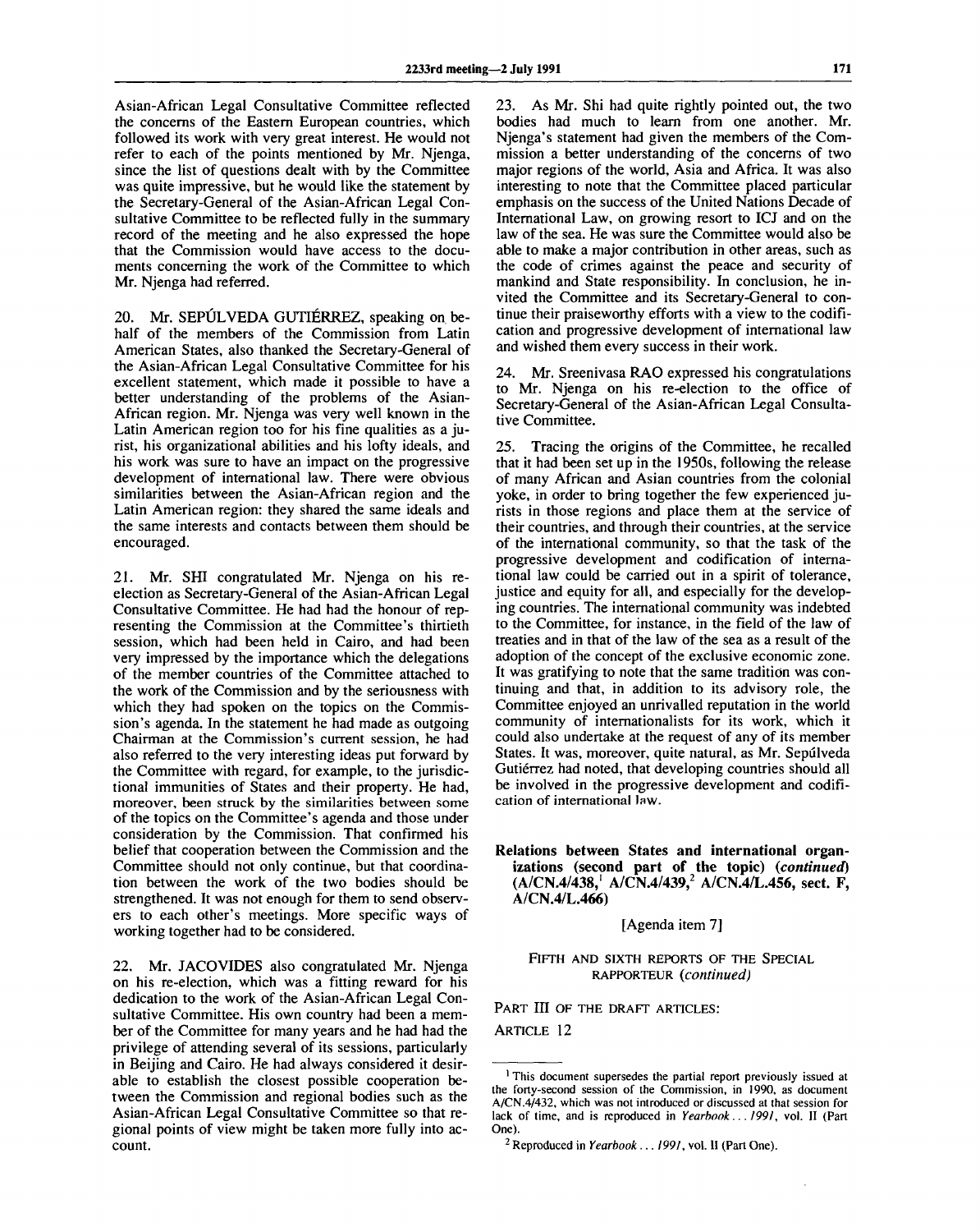Asian-African Legal Consultative Committee reflected the concerns of the Eastern European countries, which followed its work with very great interest. He would not refer to each of the points mentioned by Mr. Njenga, since the list of questions dealt with by the Committee was quite impressive, but he would like the statement by the Secretary-General of the Asian-African Legal Consultative Committee to be reflected fully in the summary record of the meeting and he also expressed the hope that the Commission would have access to the documents concerning the work of the Committee to which Mr. Njenga had referred.

20. Mr. SEPÚLVEDA GUTIÉRREZ, speaking on behalf of the members of the Commission from Latin American States, also thanked the Secretary-General of the Asian-African Legal Consultative Committee for his excellent statement, which made it possible to have a better understanding of the problems of the Asian-African region. Mr. Njenga was very well known in the Latin American region too for his fine qualities as a jurist, his organizational abilities and his lofty ideals, and his work was sure to have an impact on the progressive development of international law. There were obvious similarities between the Asian-African region and the Latin American region: they shared the same ideals and the same interests and contacts between them should be encouraged.

21. Mr. SHI congratulated Mr. Njenga on his re-election as Secretary-General of the Asian-African Legal Consultative Committee. He had had the honour of representing the Commission at the Committee's thirtieth session, which had been held in Cairo, and had been very impressed by the importance which the delegations of the member countries of the Committee attached to the work of the Commission and by the seriousness with which they had spoken on the topics on the Commission's agenda. In the statement he had made as outgoing Chairman at the Commission's current session, he had also referred to the very interesting ideas put forward by the Committee with regard, for example, to the jurisdictional immunities of States and their property. He had, moreover, been struck by the similarities between some of the topics on the Committee's agenda and those under consideration by the Commission. That confirmed his belief that cooperation between the Commission and the Committee should not only continue, but that coordination between the work of the two bodies should be strengthened. It was not enough for them to send observers to each other's meetings. More specific ways of working together had to be considered.

22. Mr. JACOVIDES also congratulated Mr. Njenga on his re-election, which was a fitting reward for his dedication to the work of the Asian-African Legal Consultative Committee. His own country had been a member of the Committee for many years and he had had the privilege of attending several of its sessions, particularly in Beijing and Cairo. He had always considered it desirable to establish the closest possible cooperation between the Commission and regional bodies such as the Asian-African Legal Consultative Committee so that regional points of view might be taken more fully into account.

23. As Mr. Shi had quite rightly pointed out, the two bodies had much to learn from one another. Mr. Njenga's statement had given the members of the Commission a better understanding of the concerns of two major regions of the world, Asia and Africa. It was also interesting to note that the Committee placed particular emphasis on the success of the United Nations Decade of International Law, on growing resort to ICJ and on the law of the sea. He was sure the Committee would also be able to make a major contribution in other areas, such as the code of crimes against the peace and security of mankind and State responsibility. In conclusion, he invited the Committee and its Secretary-General to continue their praiseworthy efforts with a view to the codification and progressive development of international law and wished them every success in their work.

24. Mr. Sreenivasa RAO expressed his congratulations to Mr. Njenga on his re-election to the office of Secretary-General of the Asian-African Legal Consultative Committee.

25. Tracing the origins of the Committee, he recalled that it had been set up in the 1950s, following the release of many African and Asian countries from the colonial yoke, in order to bring together the few experienced jurists in those regions and place them at the service of their countries, and through their countries, at the service of the international community, so that the task of the progressive development and codification of international law could be carried out in a spirit of tolerance, justice and equity for all, and especially for the developing countries. The international community was indebted to the Committee, for instance, in the field of the law of treaties and in that of the law of the sea as a result of the adoption of the concept of the exclusive economic zone. It was gratifying to note that the same tradition was continuing and that, in addition to its advisory role, the Committee enjoyed an unrivalled reputation in the world community of internationalists for its work, which it could also undertake at the request of any of its member States. It was, moreover, quite natural, as Mr. Sepúlveda Gutiérrez had noted, that developing countries should all be involved in the progressive development and codification of international law.

## Relations between States and international organizations (second part of the topic) (*continued*) (A/CN.4/438,[1] A/CN.4/439,[2] A/CN.4/L.456, sect. F, A/CN.4/L.466)

[Agenda item 7]

FIFTH AND SIXTH REPORTS OF THE SPECIAL RAPPORTEUR (*continued*)

PART III OF THE DRAFT ARTICLES:

ARTICLE 12

---

[1] This document supersedes the partial report previously issued at the forty-second session of the Commission, in 1990, as document A/CN.4/432, which was not introduced or discussed at that session for lack of time, and is reproduced in *Yearbook . . . 1991*, vol. II (Part One).

[2] Reproduced in *Yearbook . . . 1991*, vol. II (Part One).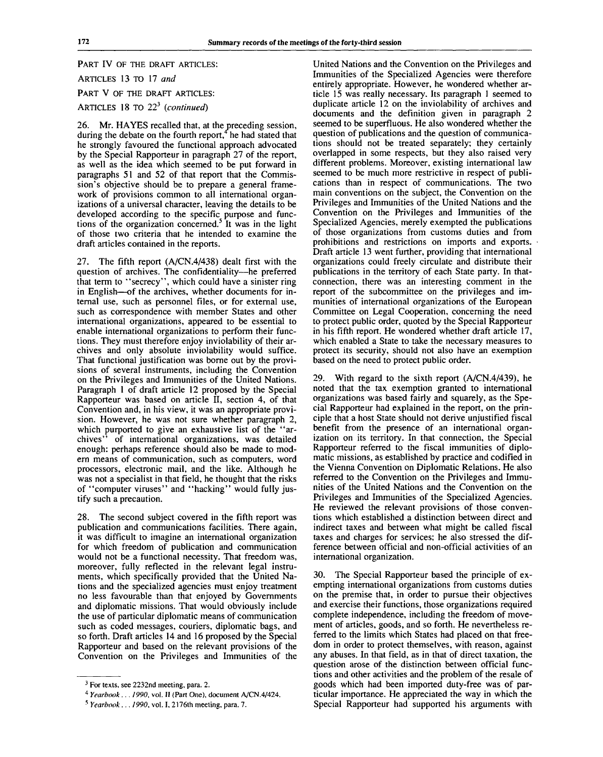PART IV OF THE DRAFT ARTICLES:

ARTICLES 13 TO 17 *and*

PART V OF THE DRAFT ARTICLES:

ARTICLES 18 TO 22[3] (*continued*)

26. Mr. HAYES recalled that, at the preceding session, during the debate on the fourth report,[4] he had stated that he strongly favoured the functional approach advocated by the Special Rapporteur in paragraph 27 of the report, as well as the idea which seemed to be put forward in paragraphs 51 and 52 of that report that the Commission's objective should be to prepare a general framework of provisions common to all international organizations of a universal character, leaving the details to be developed according to the specific purpose and functions of the organization concerned.[5] It was in the light of those two criteria that he intended to examine the draft articles contained in the reports.

27. The fifth report (A/CN.4/438) dealt first with the question of archives. The confidentiality—he preferred that term to "secrecy", which could have a sinister ring in English—of the archives, whether documents for internal use, such as personnel files, or for external use, such as correspondence with member States and other international organizations, appeared to be essential to enable international organizations to perform their functions. They must therefore enjoy inviolability of their archives and only absolute inviolability would suffice. That functional justification was borne out by the provisions of several instruments, including the Convention on the Privileges and Immunities of the United Nations. Paragraph 1 of draft article 12 proposed by the Special Rapporteur was based on article II, section 4, of that Convention and, in his view, it was an appropriate provision. However, he was not sure whether paragraph 2, which purported to give an exhaustive list of the "archives" of international organizations, was detailed enough: perhaps reference should also be made to modern means of communication, such as computers, word processors, electronic mail, and the like. Although he was not a specialist in that field, he thought that the risks of "computer viruses" and "hacking" would fully justify such a precaution.

28. The second subject covered in the fifth report was publication and communications facilities. There again, it was difficult to imagine an international organization for which freedom of publication and communication would not be a functional necessity. That freedom was, moreover, fully reflected in the relevant legal instruments, which specifically provided that the United Nations and the specialized agencies must enjoy treatment no less favourable than that enjoyed by Governments and diplomatic missions. That would obviously include the use of particular diplomatic means of communication such as coded messages, couriers, diplomatic bags, and so forth. Draft articles 14 and 16 proposed by the Special Rapporteur and based on the relevant provisions of the Convention on the Privileges and Immunities of the United Nations and the Convention on the Privileges and Immunities of the Specialized Agencies were therefore entirely appropriate. However, he wondered whether article 15 was really necessary. Its paragraph 1 seemed to duplicate article 12 on the inviolability of archives and documents and the definition given in paragraph 2 seemed to be superfluous. He also wondered whether the question of publications and the question of communications should not be treated separately; they certainly overlapped in some respects, but they also raised very different problems. Moreover, existing international law seemed to be much more restrictive in respect of publications than in respect of communications. The two main conventions on the subject, the Convention on the Privileges and Immunities of the United Nations and the Convention on the Privileges and Immunities of the Specialized Agencies, merely exempted the publications of those organizations from customs duties and from prohibitions and restrictions on imports and exports. Draft article 13 went further, providing that international organizations could freely circulate and distribute their publications in the territory of each State party. In that connection, there was an interesting comment in the report of the subcommittee on the privileges and immunities of international organizations of the European Committee on Legal Cooperation, concerning the need to protect public order, quoted by the Special Rapporteur in his fifth report. He wondered whether draft article 17, which enabled a State to take the necessary measures to protect its security, should not also have an exemption based on the need to protect public order.

29. With regard to the sixth report (A/CN.4/439), he noted that the tax exemption granted to international organizations was based fairly and squarely, as the Special Rapporteur had explained in the report, on the principle that a host State should not derive unjustified fiscal benefit from the presence of an international organization on its territory. In that connection, the Special Rapporteur referred to the fiscal immunities of diplomatic missions, as established by practice and codified in the Vienna Convention on Diplomatic Relations. He also referred to the Convention on the Privileges and Immunities of the United Nations and the Convention on the Privileges and Immunities of the Specialized Agencies. He reviewed the relevant provisions of those conventions which established a distinction between direct and indirect taxes and between what might be called fiscal taxes and charges for services; he also stressed the difference between official and non-official activities of an international organization.

30. The Special Rapporteur based the principle of exempting international organizations from customs duties on the premise that, in order to pursue their objectives and exercise their functions, those organizations required complete independence, including the freedom of movement of articles, goods, and so forth. He nevertheless referred to the limits which States had placed on that freedom in order to protect themselves, with reason, against any abuses. In that field, as in that of direct taxation, the question arose of the distinction between official functions and other activities and the problem of the resale of goods which had been imported duty-free was of particular importance. He appreciated the way in which the Special Rapporteur had supported his arguments with

---

[3] For texts, see 2232nd meeting, para. 2.

[4] *Yearbook . . . 1990*, vol. II (Part One), document A/CN.4/424.

[5] *Yearbook . . . 1990*, vol. I, 2176th meeting, para. 7.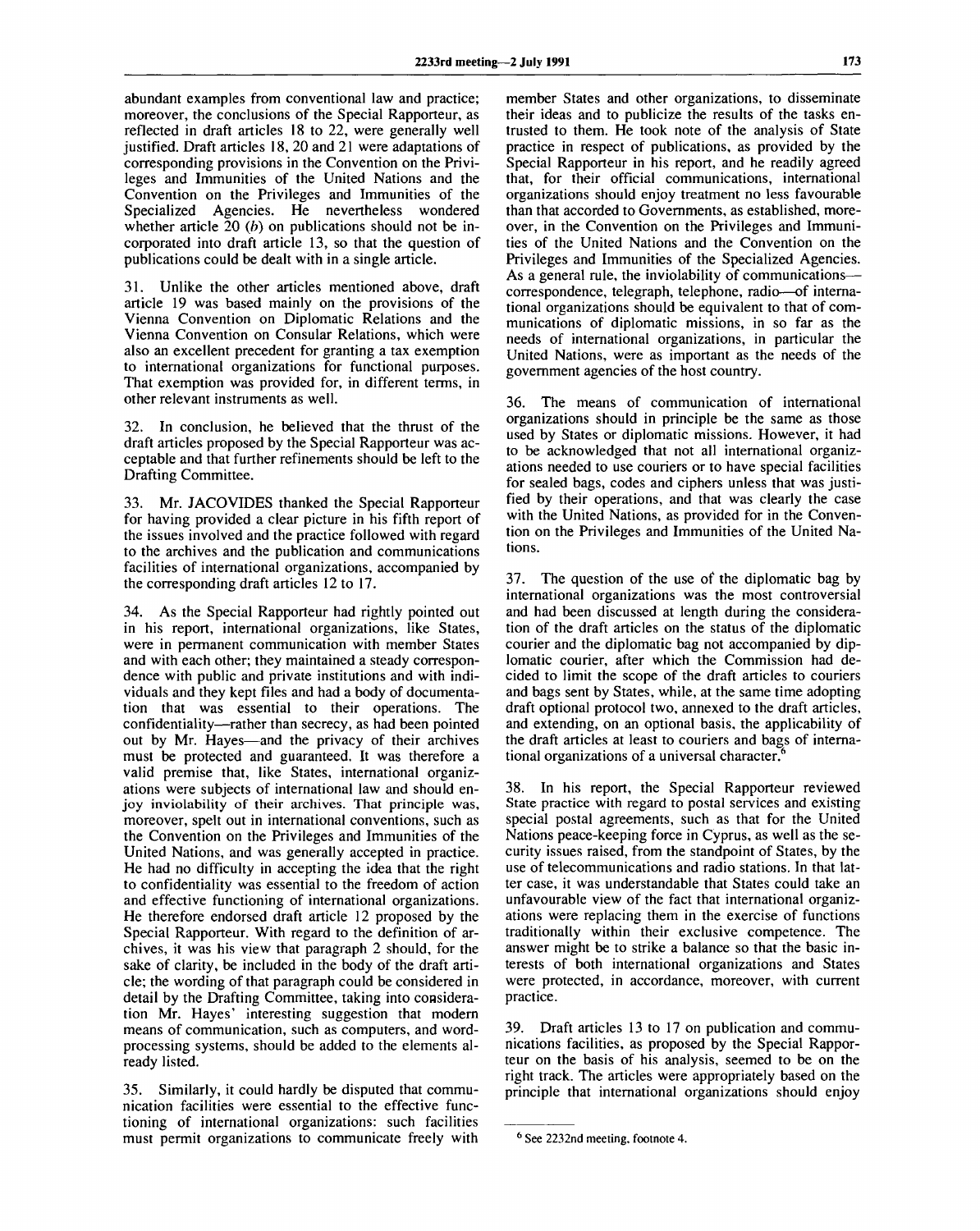abundant examples from conventional law and practice; moreover, the conclusions of the Special Rapporteur, as reflected in draft articles 18 to 22, were generally well justified. Draft articles 18, 20 and 21 were adaptations of corresponding provisions in the Convention on the Privileges and Immunities of the United Nations and the Convention on the Privileges and Immunities of the Specialized Agencies. He nevertheless wondered whether article 20 (*b*) on publications should not be incorporated into draft article 13, so that the question of publications could be dealt with in a single article.

31. Unlike the other articles mentioned above, draft article 19 was based mainly on the provisions of the Vienna Convention on Diplomatic Relations and the Vienna Convention on Consular Relations, which were also an excellent precedent for granting a tax exemption to international organizations for functional purposes. That exemption was provided for, in different terms, in other relevant instruments as well.

32. In conclusion, he believed that the thrust of the draft articles proposed by the Special Rapporteur was acceptable and that further refinements should be left to the Drafting Committee.

33. Mr. JACOVIDES thanked the Special Rapporteur for having provided a clear picture in his fifth report of the issues involved and the practice followed with regard to the archives and the publication and communications facilities of international organizations, accompanied by the corresponding draft articles 12 to 17.

34. As the Special Rapporteur had rightly pointed out in his report, international organizations, like States, were in permanent communication with member States and with each other; they maintained a steady correspondence with public and private institutions and with individuals and they kept files and had a body of documentation that was essential to their operations. The confidentiality—rather than secrecy, as had been pointed out by Mr. Hayes—and the privacy of their archives must be protected and guaranteed. It was therefore a valid premise that, like States, international organizations were subjects of international law and should enjoy inviolability of their archives. That principle was, moreover, spelt out in international conventions, such as the Convention on the Privileges and Immunities of the United Nations, and was generally accepted in practice. He had no difficulty in accepting the idea that the right to confidentiality was essential to the freedom of action and effective functioning of international organizations. He therefore endorsed draft article 12 proposed by the Special Rapporteur. With regard to the definition of archives, it was his view that paragraph 2 should, for the sake of clarity, be included in the body of the draft article; the wording of that paragraph could be considered in detail by the Drafting Committee, taking into consideration Mr. Hayes' interesting suggestion that modern means of communication, such as computers, and word-processing systems, should be added to the elements already listed.

35. Similarly, it could hardly be disputed that communication facilities were essential to the effective functioning of international organizations: such facilities must permit organizations to communicate freely with member States and other organizations, to disseminate their ideas and to publicize the results of the tasks entrusted to them. He took note of the analysis of State practice in respect of publications, as provided by the Special Rapporteur in his report, and he readily agreed that, for their official communications, international organizations should enjoy treatment no less favourable than that accorded to Governments, as established, moreover, in the Convention on the Privileges and Immunities of the United Nations and the Convention on the Privileges and Immunities of the Specialized Agencies. As a general rule, the inviolability of communications—correspondence, telegraph, telephone, radio—of international organizations should be equivalent to that of communications of diplomatic missions, in so far as the needs of international organizations, in particular the United Nations, were as important as the needs of the government agencies of the host country.

36. The means of communication of international organizations should in principle be the same as those used by States or diplomatic missions. However, it had to be acknowledged that not all international organizations needed to use couriers or to have special facilities for sealed bags, codes and ciphers unless that was justified by their operations, and that was clearly the case with the United Nations, as provided for in the Convention on the Privileges and Immunities of the United Nations.

37. The question of the use of the diplomatic bag by international organizations was the most controversial and had been discussed at length during the consideration of the draft articles on the status of the diplomatic courier and the diplomatic bag not accompanied by diplomatic courier, after which the Commission had decided to limit the scope of the draft articles to couriers and bags sent by States, while, at the same time adopting draft optional protocol two, annexed to the draft articles, and extending, on an optional basis, the applicability of the draft articles at least to couriers and bags of international organizations of a universal character.[6]

38. In his report, the Special Rapporteur reviewed State practice with regard to postal services and existing special postal agreements, such as that for the United Nations peace-keeping force in Cyprus, as well as the security issues raised, from the standpoint of States, by the use of telecommunications and radio stations. In that latter case, it was understandable that States could take an unfavourable view of the fact that international organizations were replacing them in the exercise of functions traditionally within their exclusive competence. The answer might be to strike a balance so that the basic interests of both international organizations and States were protected, in accordance, moreover, with current practice.

39. Draft articles 13 to 17 on publication and communications facilities, as proposed by the Special Rapporteur on the basis of his analysis, seemed to be on the right track. The articles were appropriately based on the principle that international organizations should enjoy

---

[6] See 2232nd meeting, footnote 4.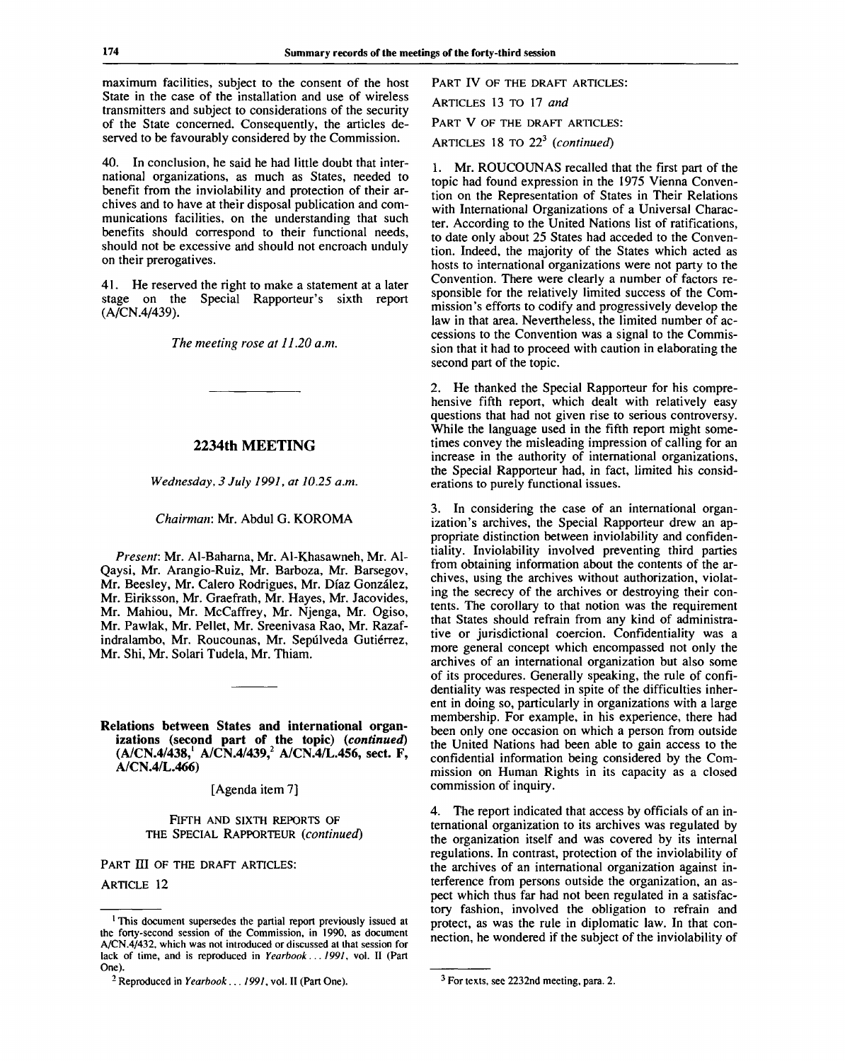maximum facilities, subject to the consent of the host State in the case of the installation and use of wireless transmitters and subject to considerations of the security of the State concerned. Consequently, the articles deserved to be favourably considered by the Commission.

40. In conclusion, he said he had little doubt that international organizations, as much as States, needed to benefit from the inviolability and protection of their archives and to have at their disposal publication and communications facilities, on the understanding that such benefits should correspond to their functional needs, should not be excessive and should not encroach unduly on their prerogatives.

41. He reserved the right to make a statement at a later stage on the Special Rapporteur's sixth report (A/CN.4/439).

*The meeting rose at 11.20 a.m.*

---

## 2234th MEETING

*Wednesday, 3 July 1991, at 10.25 a.m.*

*Chairman*: Mr. Abdul G. KOROMA

*Present*: Mr. Al-Baharna, Mr. Al-Khasawneh, Mr. Al-Qaysi, Mr. Arangio-Ruiz, Mr. Barboza, Mr. Barsegov, Mr. Beesley, Mr. Calero Rodrigues, Mr. Díaz González, Mr. Eiriksson, Mr. Graefrath, Mr. Hayes, Mr. Jacovides, Mr. Mahiou, Mr. McCaffrey, Mr. Njenga, Mr. Ogiso, Mr. Pawlak, Mr. Pellet, Mr. Sreenivasa Rao, Mr. Razafindralambo, Mr. Roucounas, Mr. Sepúlveda Gutiérrez, Mr. Shi, Mr. Solari Tudela, Mr. Thiam.

---

### Relations between States and international organizations (second part of the topic) (*continued*) (A/CN.4/438,[1] A/CN.4/439,[2] A/CN.4/L.456, sect. F, A/CN.4/L.466)

[Agenda item 7]

FIFTH AND SIXTH REPORTS OF THE SPECIAL RAPPORTEUR (*continued*)

PART III OF THE DRAFT ARTICLES:

ARTICLE 12

PART IV OF THE DRAFT ARTICLES:

ARTICLES 13 TO 17 *and*

PART V OF THE DRAFT ARTICLES:

ARTICLES 18 TO 22[3] (*continued*)

1. Mr. ROUCOUNAS recalled that the first part of the topic had found expression in the 1975 Vienna Convention on the Representation of States in Their Relations with International Organizations of a Universal Character. According to the United Nations list of ratifications, to date only about 25 States had acceded to the Convention. Indeed, the majority of the States which acted as hosts to international organizations were not party to the Convention. There were clearly a number of factors responsible for the relatively limited success of the Commission's efforts to codify and progressively develop the law in that area. Nevertheless, the limited number of accessions to the Convention was a signal to the Commission that it had to proceed with caution in elaborating the second part of the topic.

2. He thanked the Special Rapporteur for his comprehensive fifth report, which dealt with relatively easy questions that had not given rise to serious controversy. While the language used in the fifth report might sometimes convey the misleading impression of calling for an increase in the authority of international organizations, the Special Rapporteur had, in fact, limited his considerations to purely functional issues.

3. In considering the case of an international organization's archives, the Special Rapporteur drew an appropriate distinction between inviolability and confidentiality. Inviolability involved preventing third parties from obtaining information about the contents of the archives, using the archives without authorization, violating the secrecy of the archives or destroying their contents. The corollary to that notion was the requirement that States should refrain from any kind of administrative or jurisdictional coercion. Confidentiality was a more general concept which encompassed not only the archives of an international organization but also some of its procedures. Generally speaking, the rule of confidentiality was respected in spite of the difficulties inherent in doing so, particularly in organizations with a large membership. For example, in his experience, there had been only one occasion on which a person from outside the United Nations had been able to gain access to the confidential information being considered by the Commission on Human Rights in its capacity as a closed commission of inquiry.

4. The report indicated that access by officials of an international organization to its archives was regulated by the organization itself and was covered by its internal regulations. In contrast, protection of the inviolability of the archives of an international organization against interference from persons outside the organization, an aspect which thus far had not been regulated in a satisfactory fashion, involved the obligation to refrain and protect, as was the rule in diplomatic law. In that connection, he wondered if the subject of the inviolability of

---

[1] This document supersedes the partial report previously issued at the forty-second session of the Commission, in 1990, as document A/CN.4/432, which was not introduced or discussed at that session for lack of time, and is reproduced in *Yearbook . . . 1991*, vol. II (Part One).

[2] Reproduced in *Yearbook . . . 1991*, vol. II (Part One).

[3] For texts, see 2232nd meeting, para. 2.